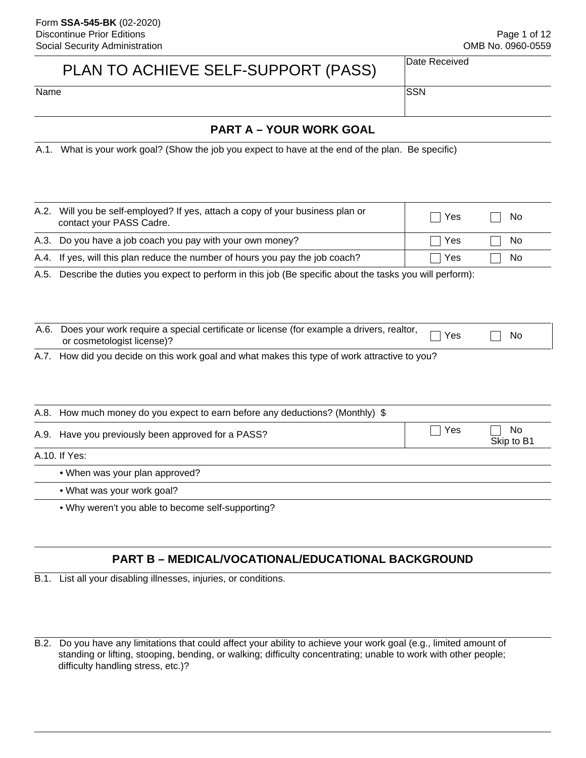Form **SSA-545-BK** (02-2020)
Discontinue Prior Editions
Social Security Administration

OMB No. 0960-0559

# PLAN TO ACHIEVE SELF-SUPPORT (PASS)

| Date Received | |
|---|---|
| Name | SSN |

## PART A – YOUR WORK GOAL

A.1. What is your work goal? (Show the job you expect to have at the end of the plan. Be specific)

| | | |
|---|---|---|
| A.2. Will you be self-employed? If yes, attach a copy of your business plan or contact your PASS Cadre. | ☐ Yes | ☐ No |
| A.3. Do you have a job coach you pay with your own money? | ☐ Yes | ☐ No |
| A.4. If yes, will this plan reduce the number of hours you pay the job coach? | ☐ Yes | ☐ No |

A.5. Describe the duties you expect to perform in this job (Be specific about the tasks you will perform):

| | | |
|---|---|---|
| A.6. Does your work require a special certificate or license (for example a drivers, realtor, or cosmetologist license)? | ☐ Yes | ☐ No |

A.7. How did you decide on this work goal and what makes this type of work attractive to you?

A.8. How much money do you expect to earn before any deductions? (Monthly) $

| | | |
|---|---|---|
| A.9. Have you previously been approved for a PASS? | ☐ Yes | ☐ No Skip to B1 |

A.10. If Yes:

- When was your plan approved?
- What was your work goal?
- Why weren't you able to become self-supporting?

## PART B – MEDICAL/VOCATIONAL/EDUCATIONAL BACKGROUND

B.1. List all your disabling illnesses, injuries, or conditions.

B.2. Do you have any limitations that could affect your ability to achieve your work goal (e.g., limited amount of standing or lifting, stooping, bending, or walking; difficulty concentrating; unable to work with other people; difficulty handling stress, etc.)?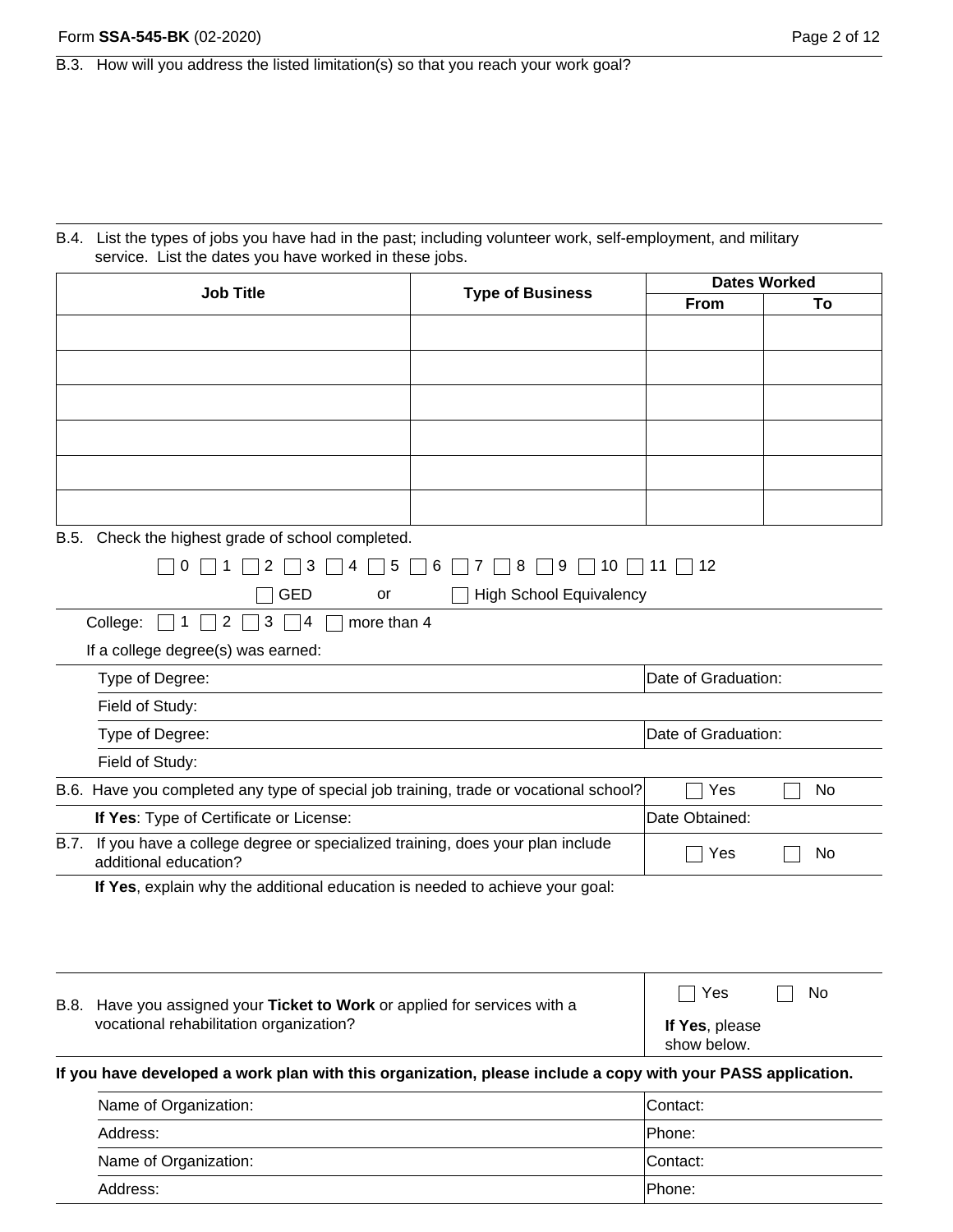B.3. How will you address the listed limitation(s) so that you reach your work goal?

B.4. List the types of jobs you have had in the past; including volunteer work, self-employment, and military service. List the dates you have worked in these jobs.

| Job Title | Type of Business | Dates Worked | |
|---|---|---|---|
| | | From | To |
| | | | |
| | | | |
| | | | |
| | | | |
| | | | |
| | | | |

B.5. Check the highest grade of school completed.

☐ 0 ☐ 1 ☐ 2 ☐ 3 ☐ 4 ☐ 5 ☐ 6 ☐ 7 ☐ 8 ☐ 9 ☐ 10 ☐ 11 ☐ 12

☐ GED or ☐ High School Equivalency

College: ☐ 1 ☐ 2 ☐ 3 ☐ 4 ☐ more than 4

If a college degree(s) was earned:

| Type of Degree: | Date of Graduation: |
|---|---|
| Field of Study: | |
| Type of Degree: | Date of Graduation: |
| Field of Study: | |

| B.6. Have you completed any type of special job training, trade or vocational school? | ☐ Yes ☐ No |
|---|---|
| **If Yes**: Type of Certificate or License: | Date Obtained: |
| B.7. If you have a college degree or specialized training, does your plan include additional education? | ☐ Yes ☐ No |

**If Yes**, explain why the additional education is needed to achieve your goal:

| B.8. Have you assigned your **Ticket to Work** or applied for services with a vocational rehabilitation organization? | ☐ Yes ☐ No **If Yes**, please show below. |
|---|---|

**If you have developed a work plan with this organization, please include a copy with your PASS application.**

| Name of Organization: | Contact: |
|---|---|
| Address: | Phone: |
| Name of Organization: | Contact: |
| Address: | Phone: |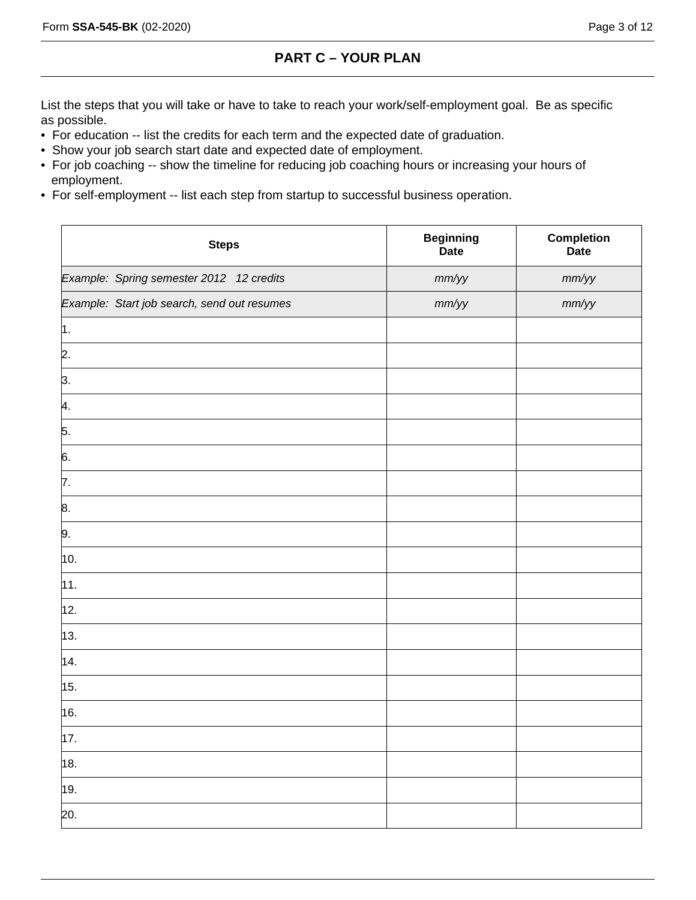## PART C – YOUR PLAN

List the steps that you will take or have to take to reach your work/self-employment goal. Be as specific as possible.

- For education -- list the credits for each term and the expected date of graduation.
- Show your job search start date and expected date of employment.
- For job coaching -- show the timeline for reducing job coaching hours or increasing your hours of employment.
- For self-employment -- list each step from startup to successful business operation.

| Steps | Beginning Date | Completion Date |
|---|---|---|
| *Example: Spring semester 2012 12 credits* | *mm/yy* | *mm/yy* |
| *Example: Start job search, send out resumes* | *mm/yy* | *mm/yy* |
| 1. | | |
| 2. | | |
| 3. | | |
| 4. | | |
| 5. | | |
| 6. | | |
| 7. | | |
| 8. | | |
| 9. | | |
| 10. | | |
| 11. | | |
| 12. | | |
| 13. | | |
| 14. | | |
| 15. | | |
| 16. | | |
| 17. | | |
| 18. | | |
| 19. | | |
| 20. | | |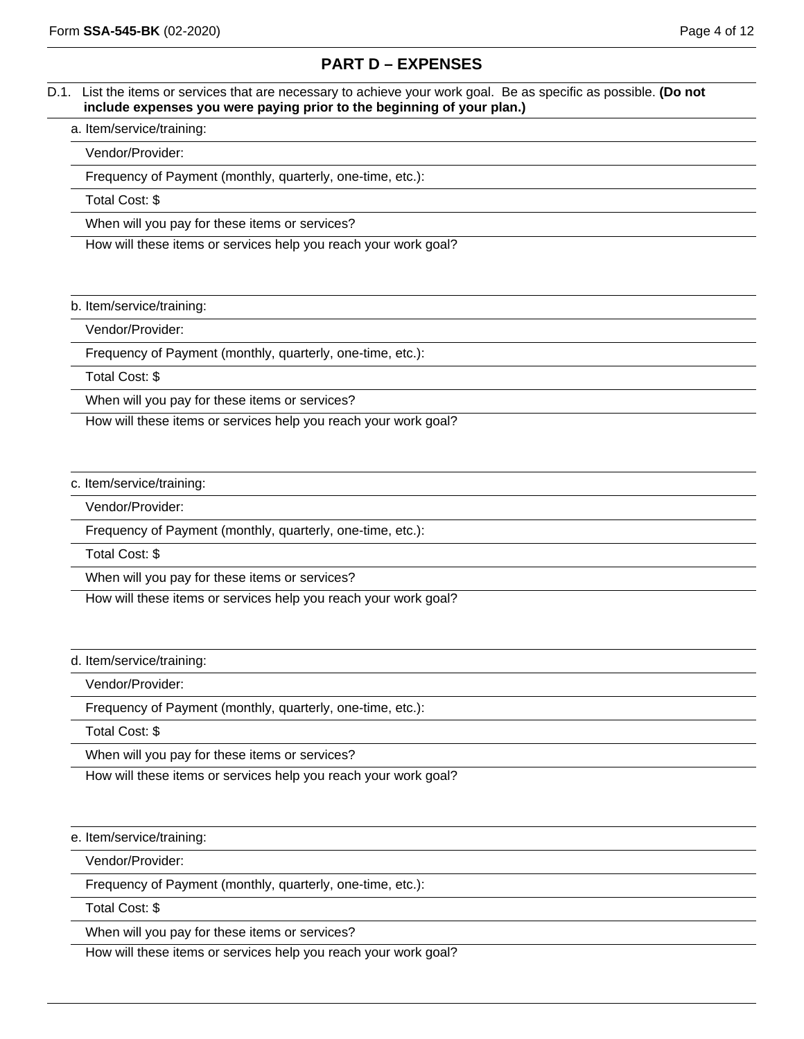## PART D – EXPENSES

D.1. List the items or services that are necessary to achieve your work goal. Be as specific as possible. **(Do not include expenses you were paying prior to the beginning of your plan.)**

a. Item/service/training:

Vendor/Provider:

Frequency of Payment (monthly, quarterly, one-time, etc.):

Total Cost: $

When will you pay for these items or services?

How will these items or services help you reach your work goal?

b. Item/service/training:

Vendor/Provider:

Frequency of Payment (monthly, quarterly, one-time, etc.):

Total Cost: $

When will you pay for these items or services?

How will these items or services help you reach your work goal?

c. Item/service/training:

Vendor/Provider:

Frequency of Payment (monthly, quarterly, one-time, etc.):

Total Cost: $

When will you pay for these items or services?

How will these items or services help you reach your work goal?

d. Item/service/training:

Vendor/Provider:

Frequency of Payment (monthly, quarterly, one-time, etc.):

Total Cost: $

When will you pay for these items or services?

How will these items or services help you reach your work goal?

e. Item/service/training:

Vendor/Provider:

Frequency of Payment (monthly, quarterly, one-time, etc.):

Total Cost: $

When will you pay for these items or services?

How will these items or services help you reach your work goal?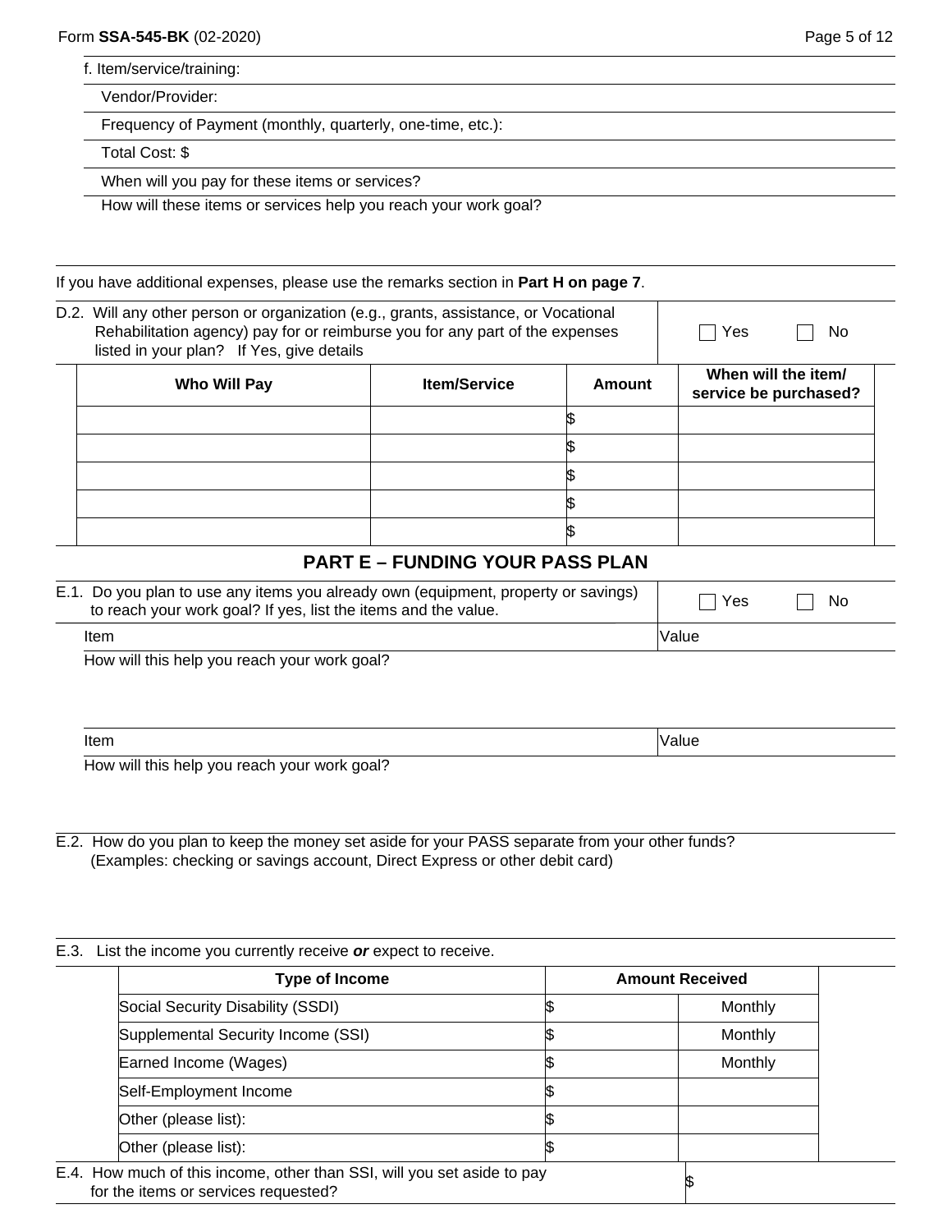f. Item/service/training:

Vendor/Provider:

Frequency of Payment (monthly, quarterly, one-time, etc.):

Total Cost: $

When will you pay for these items or services?

How will these items or services help you reach your work goal?

If you have additional expenses, please use the remarks section in **Part H on page 7**.

D.2. Will any other person or organization (e.g., grants, assistance, or Vocational Rehabilitation agency) pay for or reimburse you for any part of the expenses listed in your plan? If Yes, give details ☐ Yes ☐ No

| Who Will Pay | Item/Service | Amount | When will the item/ service be purchased? |
|---|---|---|---|
| | | $ | |
| | | $ | |
| | | $ | |
| | | $ | |
| | | $ | |

## PART E – FUNDING YOUR PASS PLAN

E.1. Do you plan to use any items you already own (equipment, property or savings) to reach your work goal? If yes, list the items and the value. ☐ Yes ☐ No

Item | Value

How will this help you reach your work goal?

Item | Value

How will this help you reach your work goal?

E.2. How do you plan to keep the money set aside for your PASS separate from your other funds? (Examples: checking or savings account, Direct Express or other debit card)

E.3. List the income you currently receive ***or*** expect to receive.

| Type of Income | Amount Received | |
|---|---|---|
| Social Security Disability (SSDI) | $ | Monthly |
| Supplemental Security Income (SSI) | $ | Monthly |
| Earned Income (Wages) | $ | Monthly |
| Self-Employment Income | $ | |
| Other (please list): | $ | |
| Other (please list): | $ | |

E.4. How much of this income, other than SSI, will you set aside to pay for the items or services requested? $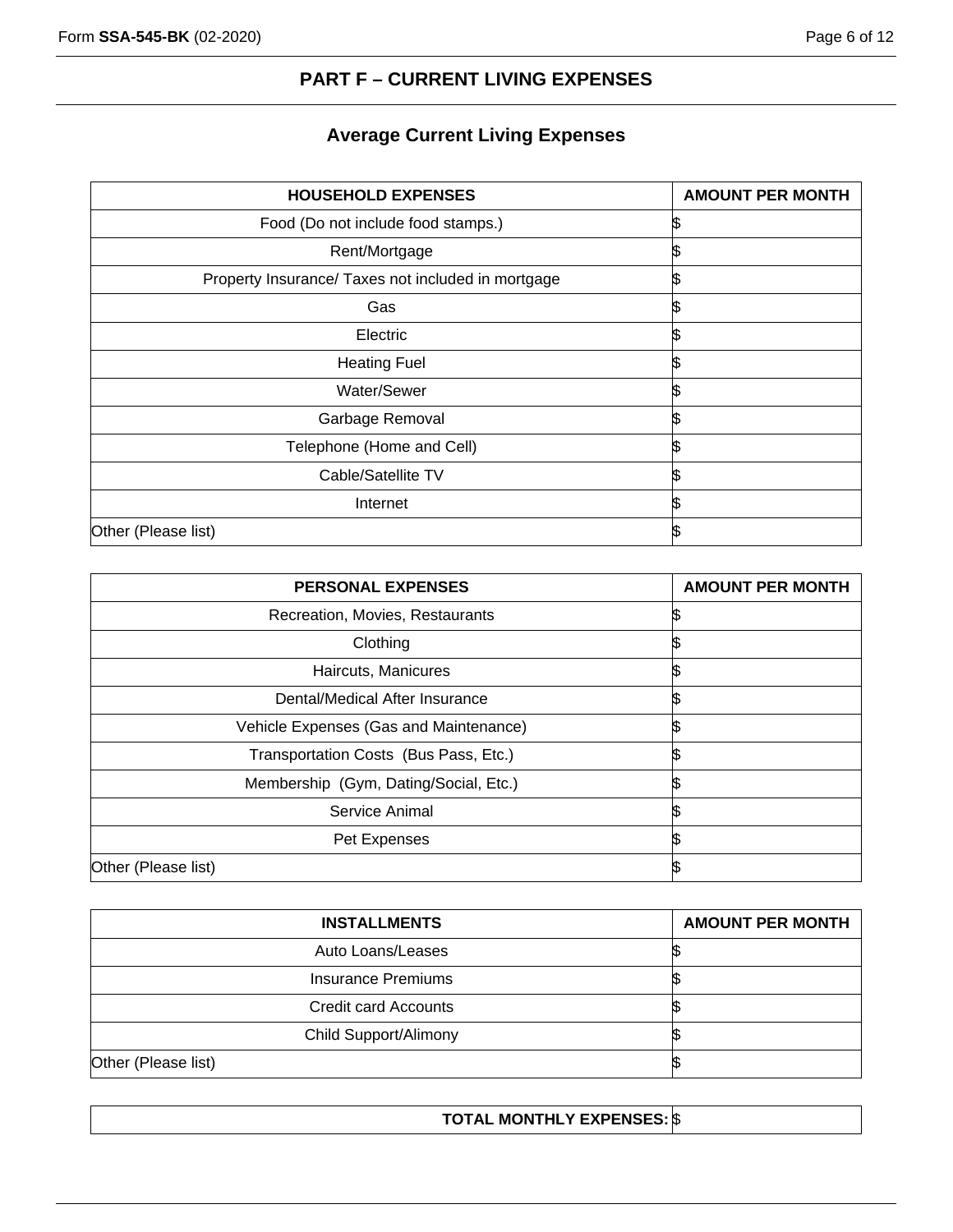## PART F – CURRENT LIVING EXPENSES

### Average Current Living Expenses

| HOUSEHOLD EXPENSES | AMOUNT PER MONTH |
|---|---|
| Food (Do not include food stamps.) | $ |
| Rent/Mortgage | $ |
| Property Insurance/ Taxes not included in mortgage | $ |
| Gas | $ |
| Electric | $ |
| Heating Fuel | $ |
| Water/Sewer | $ |
| Garbage Removal | $ |
| Telephone (Home and Cell) | $ |
| Cable/Satellite TV | $ |
| Internet | $ |
| Other (Please list) | $ |

| PERSONAL EXPENSES | AMOUNT PER MONTH |
|---|---|
| Recreation, Movies, Restaurants | $ |
| Clothing | $ |
| Haircuts, Manicures | $ |
| Dental/Medical After Insurance | $ |
| Vehicle Expenses (Gas and Maintenance) | $ |
| Transportation Costs (Bus Pass, Etc.) | $ |
| Membership (Gym, Dating/Social, Etc.) | $ |
| Service Animal | $ |
| Pet Expenses | $ |
| Other (Please list) | $ |

| INSTALLMENTS | AMOUNT PER MONTH |
|---|---|
| Auto Loans/Leases | $ |
| Insurance Premiums | $ |
| Credit card Accounts | $ |
| Child Support/Alimony | $ |
| Other (Please list) | $ |

| TOTAL MONTHLY EXPENSES: | $ |
|---|---|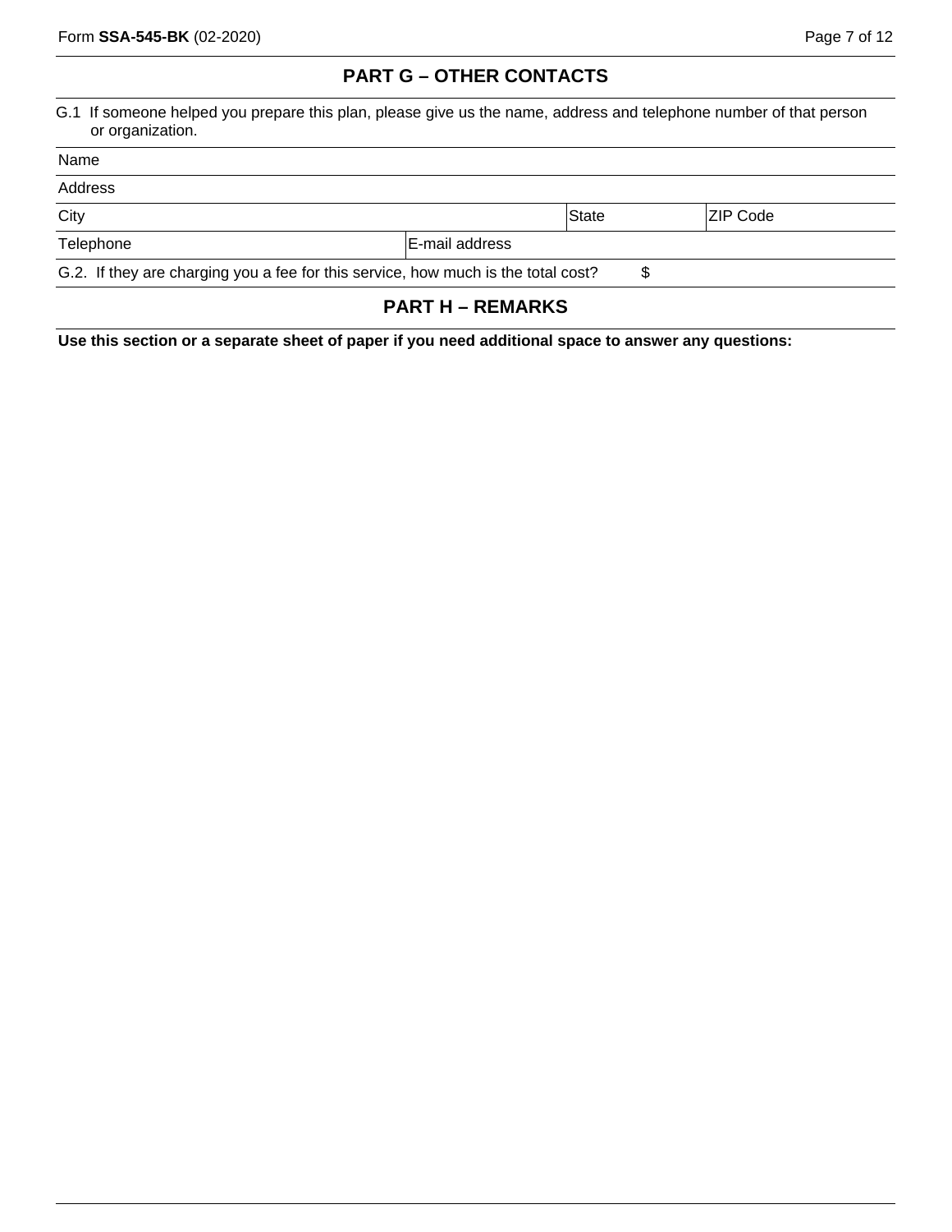## PART G – OTHER CONTACTS

G.1 If someone helped you prepare this plan, please give us the name, address and telephone number of that person or organization.

| Name | | | |
|---|---|---|---|
| Address | | | |
| City | | State | ZIP Code |
| Telephone | E-mail address | | |

G.2. If they are charging you a fee for this service, how much is the total cost? $

## PART H – REMARKS

**Use this section or a separate sheet of paper if you need additional space to answer any questions:**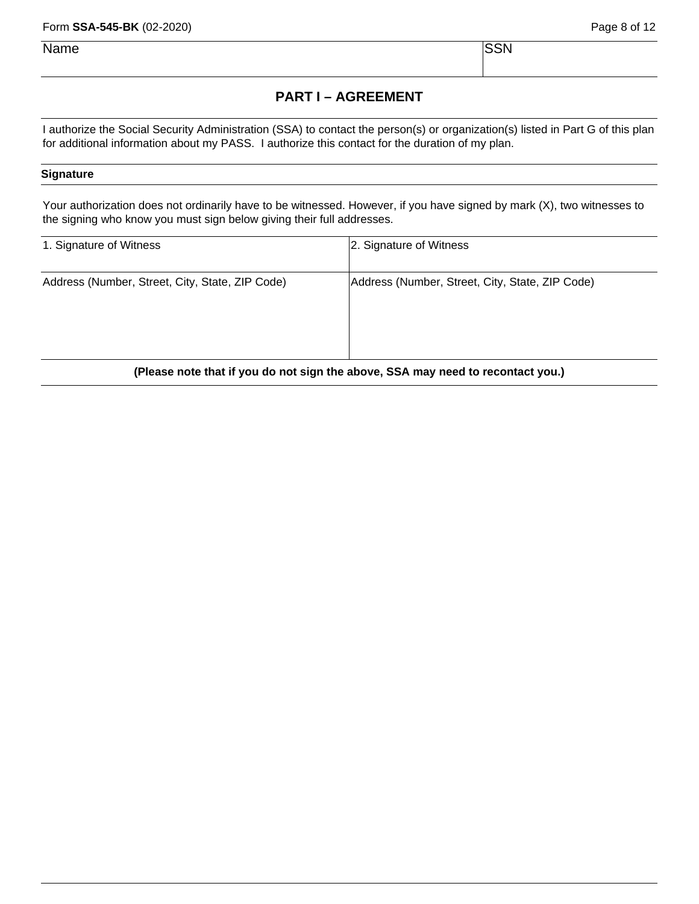| Name | SSN |
| --- | --- |
| | |

## PART I – AGREEMENT

I authorize the Social Security Administration (SSA) to contact the person(s) or organization(s) listed in Part G of this plan for additional information about my PASS. I authorize this contact for the duration of my plan.

**Signature**

Your authorization does not ordinarily have to be witnessed. However, if you have signed by mark (X), two witnesses to the signing who know you must sign below giving their full addresses.

| 1. Signature of Witness | 2. Signature of Witness |
| --- | --- |
| Address (Number, Street, City, State, ZIP Code) | Address (Number, Street, City, State, ZIP Code) |

**(Please note that if you do not sign the above, SSA may need to recontact you.)**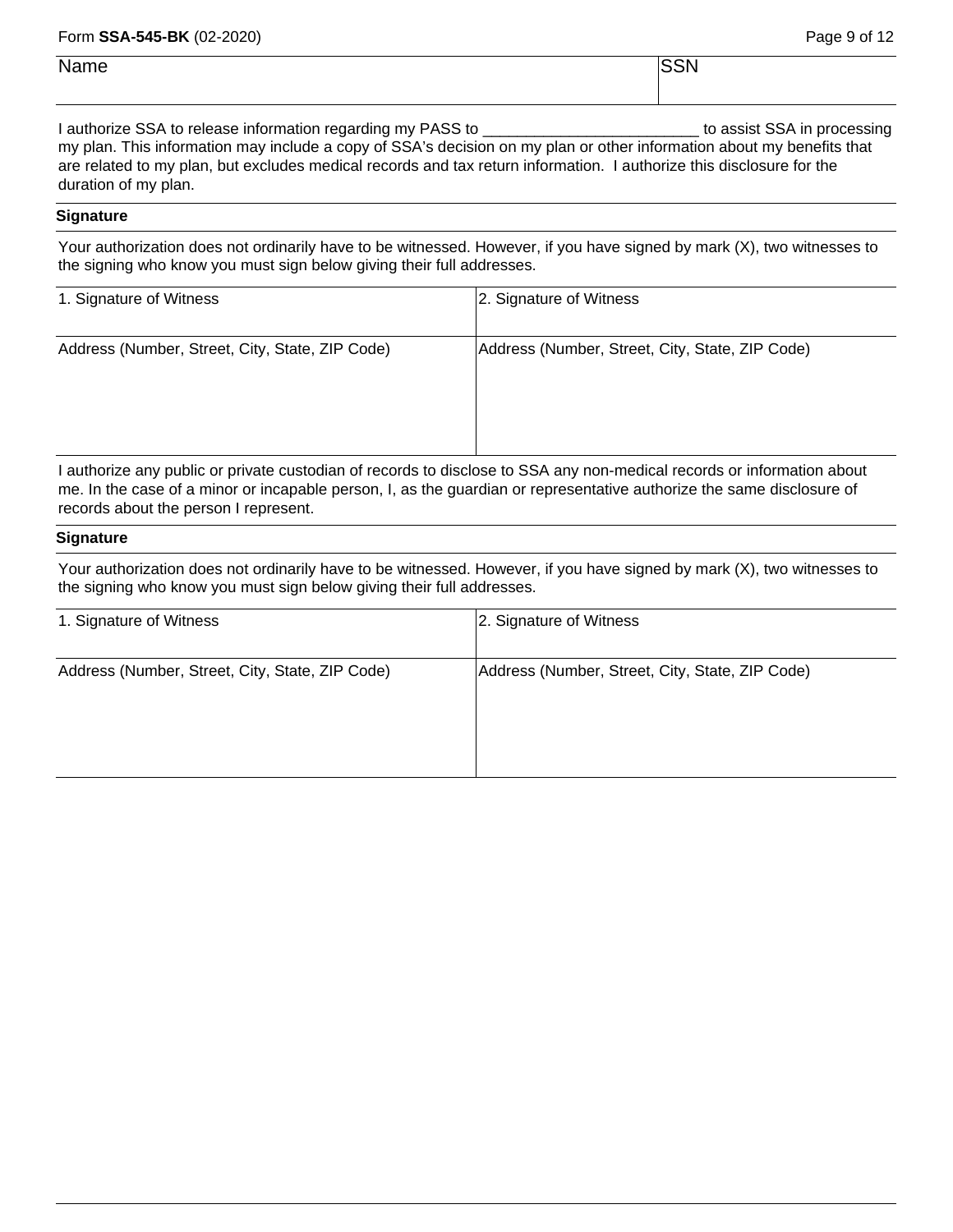| Name | SSN |
| --- | --- |
| | |

I authorize SSA to release information regarding my PASS to _________________________ to assist SSA in processing my plan. This information may include a copy of SSA's decision on my plan or other information about my benefits that are related to my plan, but excludes medical records and tax return information. I authorize this disclosure for the duration of my plan.

**Signature**

Your authorization does not ordinarily have to be witnessed. However, if you have signed by mark (X), two witnesses to the signing who know you must sign below giving their full addresses.

| 1. Signature of Witness | 2. Signature of Witness |
| --- | --- |
| Address (Number, Street, City, State, ZIP Code) | Address (Number, Street, City, State, ZIP Code) |

I authorize any public or private custodian of records to disclose to SSA any non-medical records or information about me. In the case of a minor or incapable person, I, as the guardian or representative authorize the same disclosure of records about the person I represent.

**Signature**

Your authorization does not ordinarily have to be witnessed. However, if you have signed by mark (X), two witnesses to the signing who know you must sign below giving their full addresses.

| 1. Signature of Witness | 2. Signature of Witness |
| --- | --- |
| Address (Number, Street, City, State, ZIP Code) | Address (Number, Street, City, State, ZIP Code) |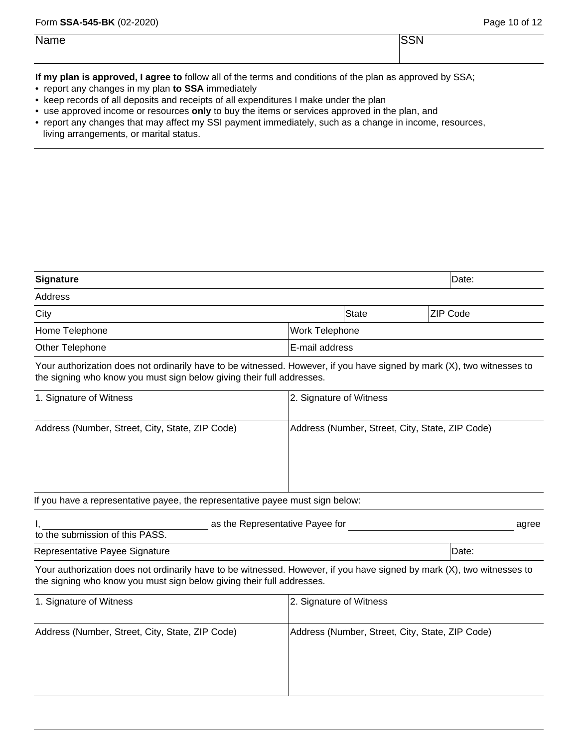| Name | SSN |
| --- | --- |
| | |

**If my plan is approved, I agree to** follow all of the terms and conditions of the plan as approved by SSA;

- report any changes in my plan **to SSA** immediately
- keep records of all deposits and receipts of all expenditures I make under the plan
- use approved income or resources **only** to buy the items or services approved in the plan, and
- report any changes that may affect my SSI payment immediately, such as a change in income, resources, living arrangements, or marital status.

| **Signature** | | | Date: |
| --- | --- | --- | --- |
| Address | | | |
| City | | State | ZIP Code |
| Home Telephone | Work Telephone | | |
| Other Telephone | E-mail address | | |

Your authorization does not ordinarily have to be witnessed. However, if you have signed by mark (X), two witnesses to the signing who know you must sign below giving their full addresses.

| 1. Signature of Witness | 2. Signature of Witness |
| --- | --- |
| Address (Number, Street, City, State, ZIP Code) | Address (Number, Street, City, State, ZIP Code) |

If you have a representative payee, the representative payee must sign below:

I, ______________________________ as the Representative Payee for ______________________________ agree to the submission of this PASS.

| Representative Payee Signature | Date: |
| --- | --- |

Your authorization does not ordinarily have to be witnessed. However, if you have signed by mark (X), two witnesses to the signing who know you must sign below giving their full addresses.

| 1. Signature of Witness | 2. Signature of Witness |
| --- | --- |
| Address (Number, Street, City, State, ZIP Code) | Address (Number, Street, City, State, ZIP Code) |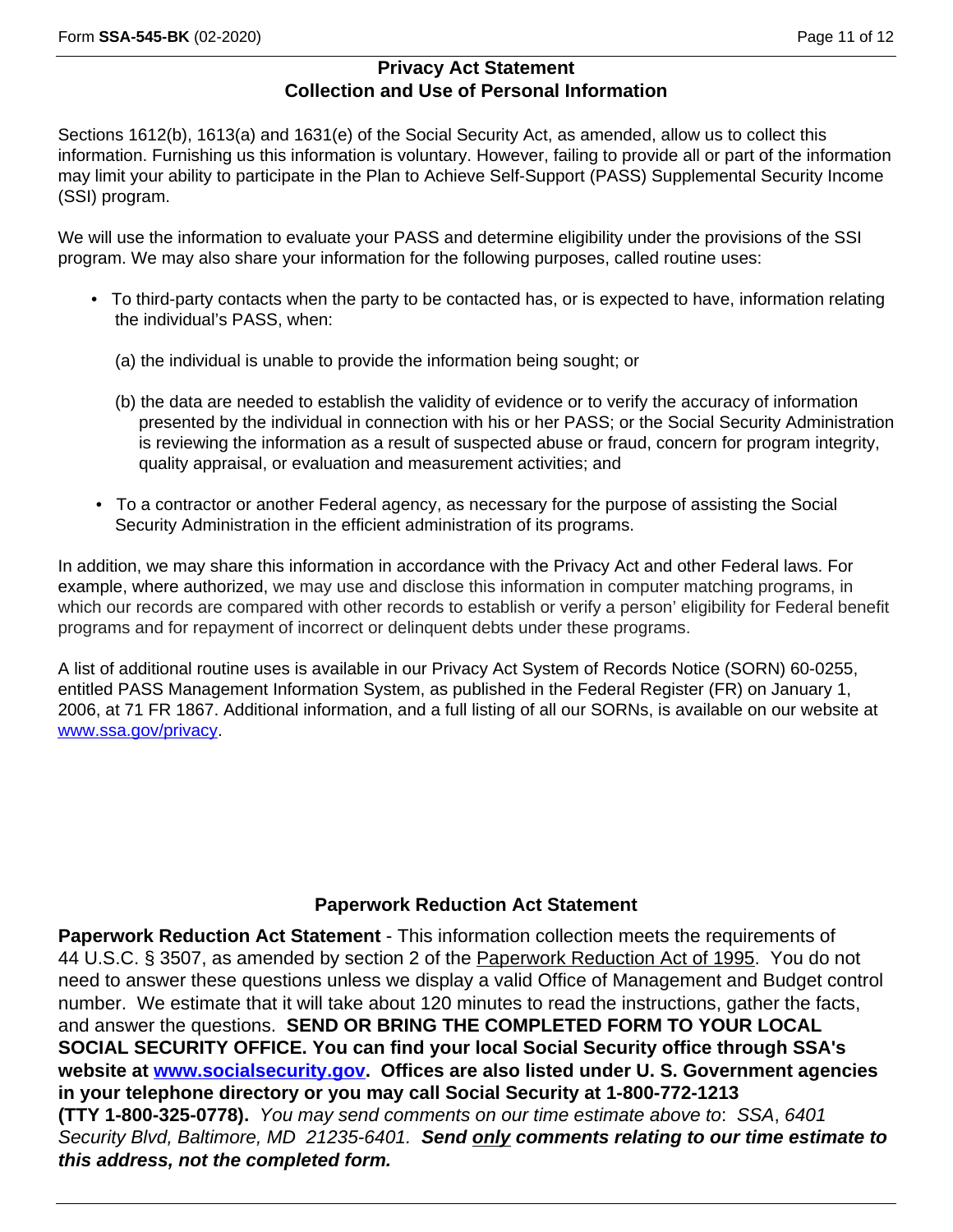## Privacy Act Statement
## Collection and Use of Personal Information

Sections 1612(b), 1613(a) and 1631(e) of the Social Security Act, as amended, allow us to collect this information. Furnishing us this information is voluntary. However, failing to provide all or part of the information may limit your ability to participate in the Plan to Achieve Self-Support (PASS) Supplemental Security Income (SSI) program.

We will use the information to evaluate your PASS and determine eligibility under the provisions of the SSI program. We may also share your information for the following purposes, called routine uses:

- To third-party contacts when the party to be contacted has, or is expected to have, information relating the individual's PASS, when:

  (a) the individual is unable to provide the information being sought; or

  (b) the data are needed to establish the validity of evidence or to verify the accuracy of information presented by the individual in connection with his or her PASS; or the Social Security Administration is reviewing the information as a result of suspected abuse or fraud, concern for program integrity, quality appraisal, or evaluation and measurement activities; and

- To a contractor or another Federal agency, as necessary for the purpose of assisting the Social Security Administration in the efficient administration of its programs.

In addition, we may share this information in accordance with the Privacy Act and other Federal laws. For example, where authorized, we may use and disclose this information in computer matching programs, in which our records are compared with other records to establish or verify a person' eligibility for Federal benefit programs and for repayment of incorrect or delinquent debts under these programs.

A list of additional routine uses is available in our Privacy Act System of Records Notice (SORN) 60-0255, entitled PASS Management Information System, as published in the Federal Register (FR) on January 1, 2006, at 71 FR 1867. Additional information, and a full listing of all our SORNs, is available on our website at www.ssa.gov/privacy.

## Paperwork Reduction Act Statement

**Paperwork Reduction Act Statement** - This information collection meets the requirements of 44 U.S.C. § 3507, as amended by section 2 of the Paperwork Reduction Act of 1995. You do not need to answer these questions unless we display a valid Office of Management and Budget control number. We estimate that it will take about 120 minutes to read the instructions, gather the facts, and answer the questions. **SEND OR BRING THE COMPLETED FORM TO YOUR LOCAL SOCIAL SECURITY OFFICE. You can find your local Social Security office through SSA's website at www.socialsecurity.gov. Offices are also listed under U. S. Government agencies in your telephone directory or you may call Social Security at 1-800-772-1213 (TTY 1-800-325-0778).** *You may send comments on our time estimate above to*: *SSA*, *6401 Security Blvd, Baltimore, MD 21235-6401.* ***Send only comments relating to our time estimate to this address, not the completed form.***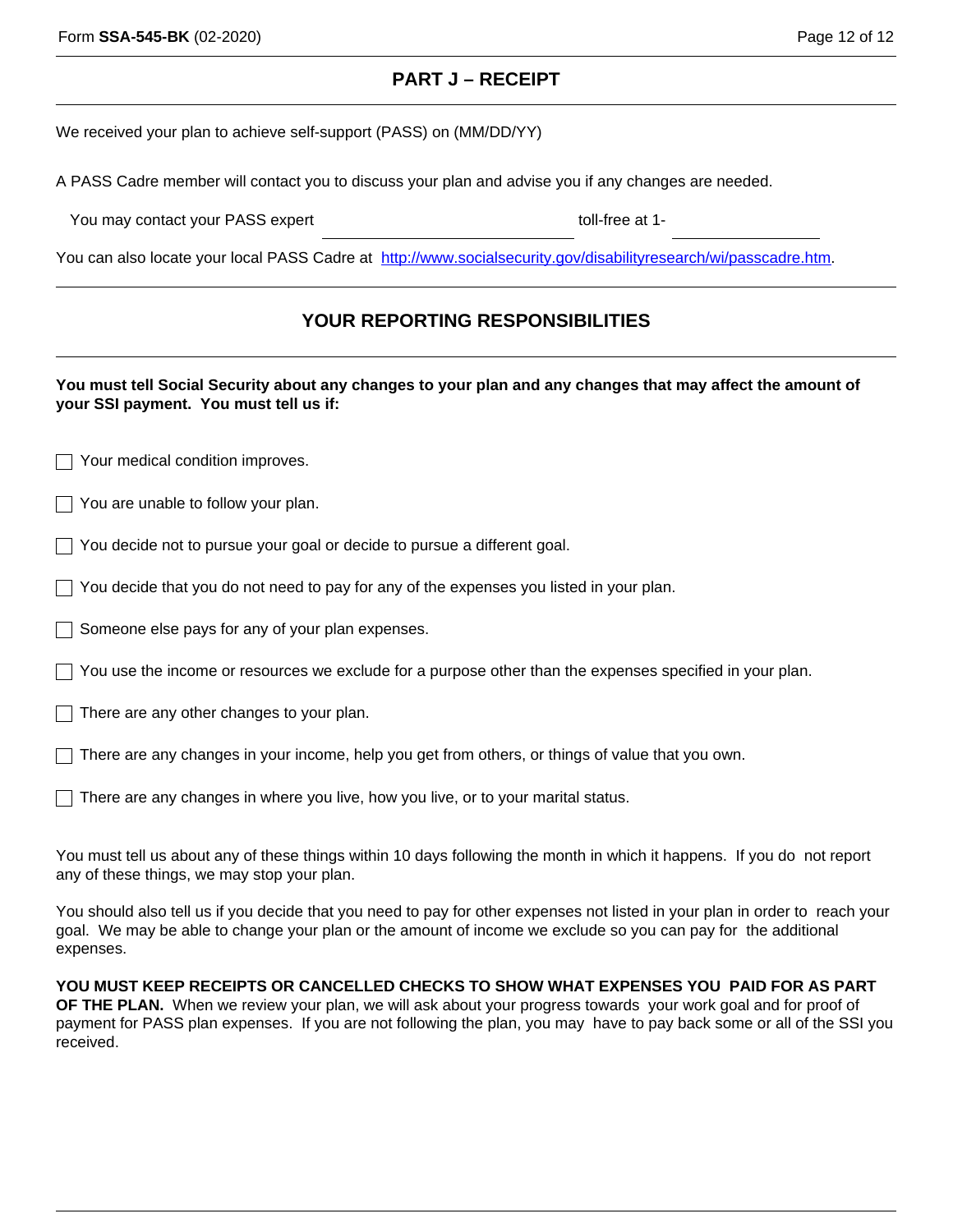## PART J – RECEIPT

We received your plan to achieve self-support (PASS) on (MM/DD/YY)

A PASS Cadre member will contact you to discuss your plan and advise you if any changes are needed.

You may contact your PASS expert ____________________ toll-free at 1- ____________

You can also locate your local PASS Cadre at http://www.socialsecurity.gov/disabilityresearch/wi/passcadre.htm.

## YOUR REPORTING RESPONSIBILITIES

**You must tell Social Security about any changes to your plan and any changes that may affect the amount of your SSI payment. You must tell us if:**

- ☐ Your medical condition improves.
- ☐ You are unable to follow your plan.
- ☐ You decide not to pursue your goal or decide to pursue a different goal.
- ☐ You decide that you do not need to pay for any of the expenses you listed in your plan.
- ☐ Someone else pays for any of your plan expenses.
- ☐ You use the income or resources we exclude for a purpose other than the expenses specified in your plan.
- ☐ There are any other changes to your plan.
- ☐ There are any changes in your income, help you get from others, or things of value that you own.
- ☐ There are any changes in where you live, how you live, or to your marital status.

You must tell us about any of these things within 10 days following the month in which it happens. If you do not report any of these things, we may stop your plan.

You should also tell us if you decide that you need to pay for other expenses not listed in your plan in order to reach your goal. We may be able to change your plan or the amount of income we exclude so you can pay for the additional expenses.

**YOU MUST KEEP RECEIPTS OR CANCELLED CHECKS TO SHOW WHAT EXPENSES YOU PAID FOR AS PART OF THE PLAN.** When we review your plan, we will ask about your progress towards your work goal and for proof of payment for PASS plan expenses. If you are not following the plan, you may have to pay back some or all of the SSI you received.